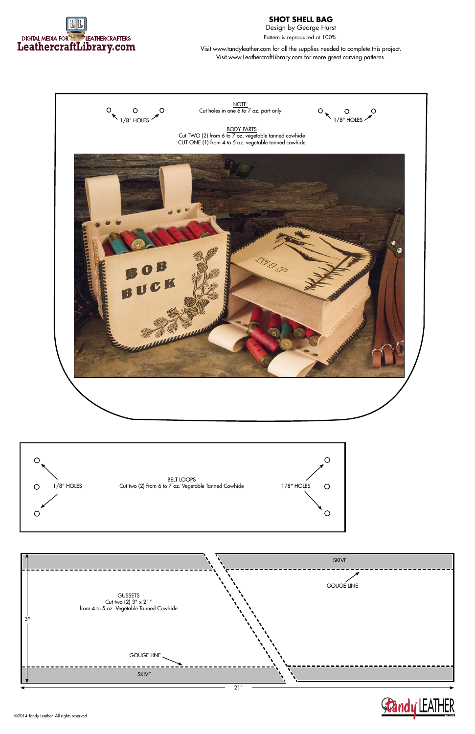DIGITAL MEDIA FOR LEATHERCRAFTERS
LeathercraftLibrary.com

# SHOT SHELL BAG

Design by George Hurst

Pattern is reproduced at 100%.

Visit www.tandyleather.com for all the supplies needed to complete this project.
Visit www.LeathercraftLibrary.com for more great carving patterns.

1/8" HOLES

NOTE:
Cut holes in one 6 to 7 oz. part only

1/8" HOLES

BODY PARTS
Cut TWO (2) from 6 to 7 oz. vegetable tanned cowhide
CUT ONE (1) from 4 to 5 oz. vegetable tanned cowhide

1/8" HOLES

BELT LOOPS
Cut two (2) from 6 to 7 oz. Vegetable Tanned Cowhide

1/8" HOLES

SKIVE

GOUGE LINE

GUSSETS
Cut two (2) 3" x 21"
from 4 to 5 oz. Vegetable Tanned Cowhide

3"

GOUGE LINE

SKIVE

21"

©2014 Tandy Leather. All rights reserved.

Tandy LEATHER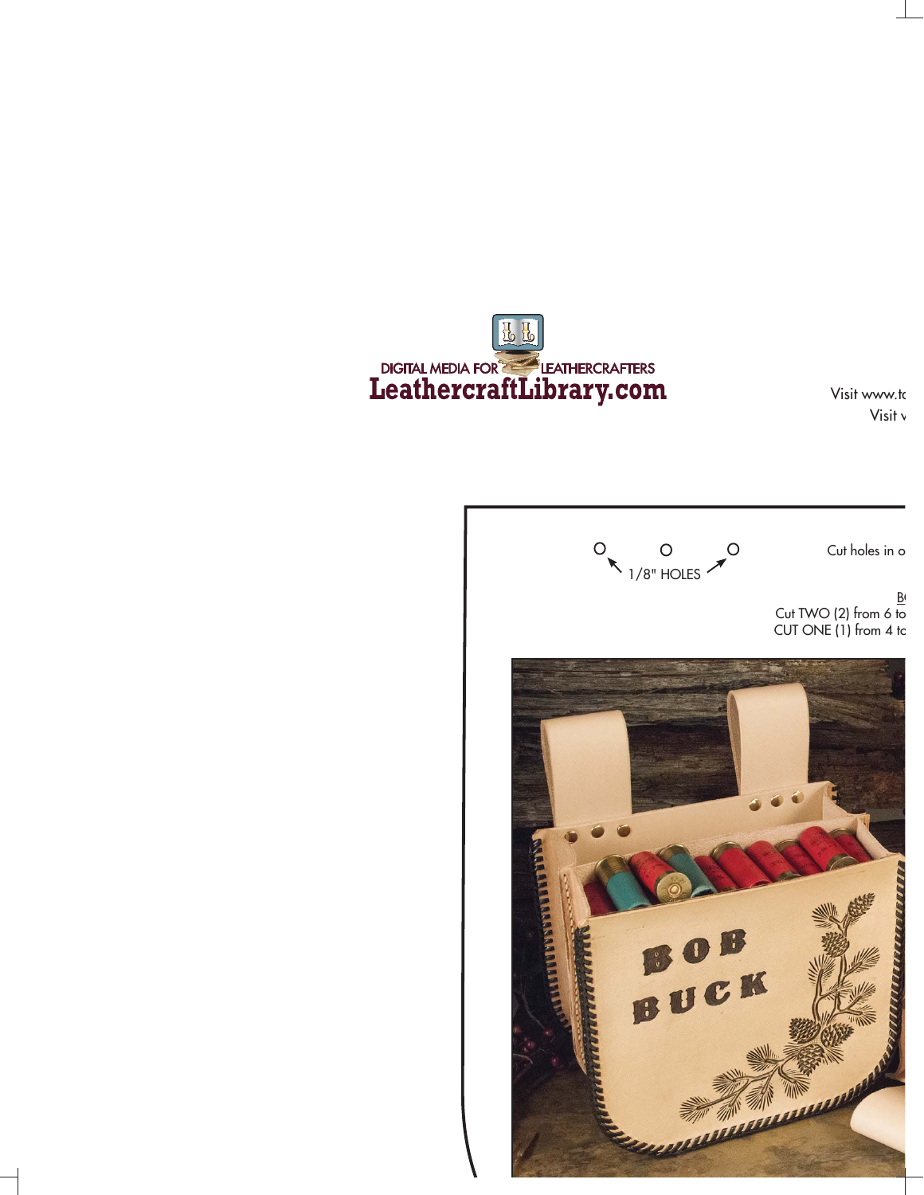DIGITAL MEDIA FOR LEATHERCRAFTERS

LeathercraftLibrary.com

Visit www.tc

Visit v

1/8" HOLES

Cut holes in o

B(

Cut TWO (2) from 6 to

CUT ONE (1) from 4 to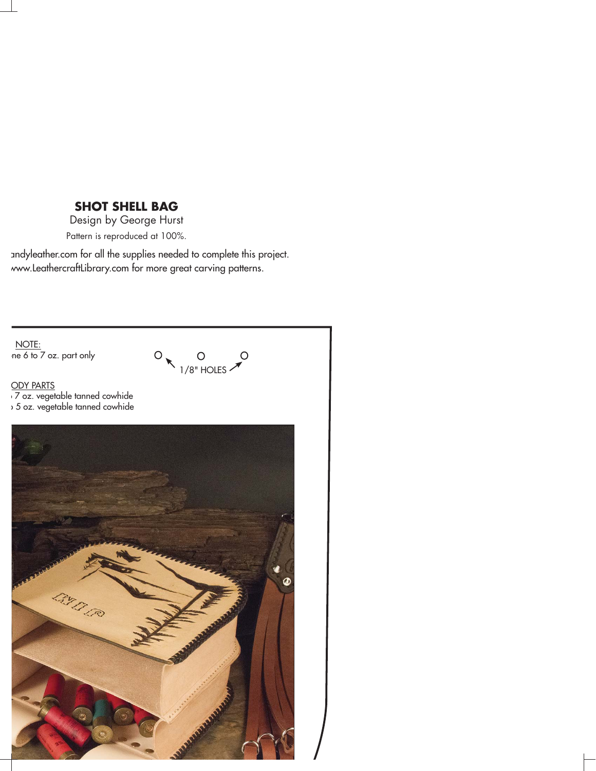**SHOT SHELL BAG**

Design by George Hurst

Pattern is reproduced at 100%.

andyleather.com for all the supplies needed to complete this project.
www.LeathercraftLibrary.com for more great carving patterns.

NOTE:
ne 6 to 7 oz. part only

1/8" HOLES

ODY PARTS
7 oz. vegetable tanned cowhide
5 oz. vegetable tanned cowhide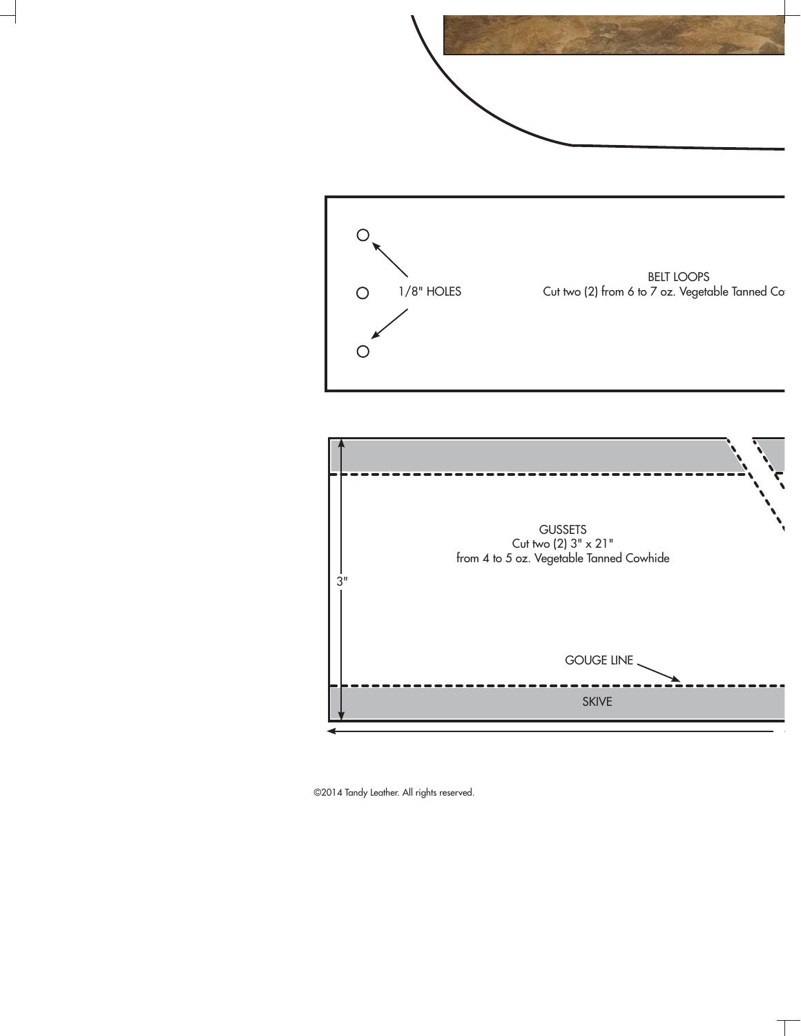1/8" HOLES

BELT LOOPS
Cut two (2) from 6 to 7 oz. Vegetable Tanned Co

GUSSETS
Cut two (2) 3" x 21"
from 4 to 5 oz. Vegetable Tanned Cowhide

3"

GOUGE LINE

SKIVE

©2014 Tandy Leather. All rights reserved.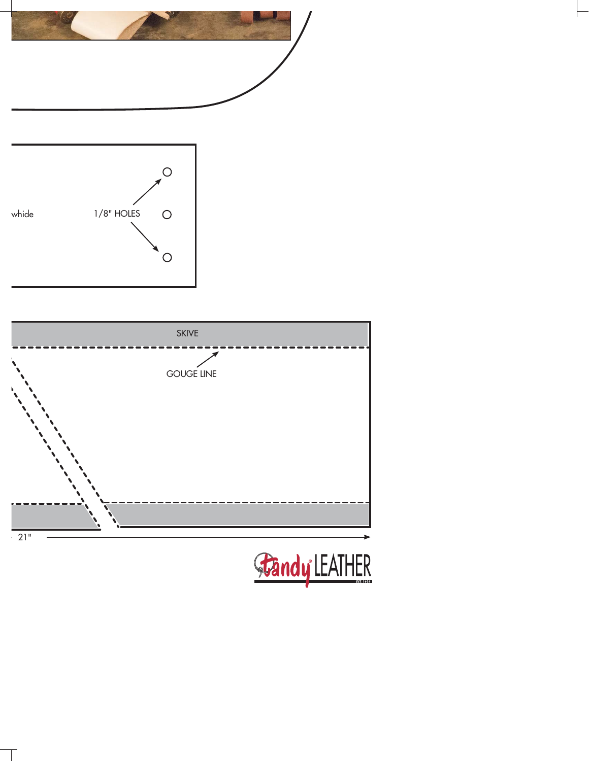whide

1/8" HOLES

SKIVE

GOUGE LINE

21"